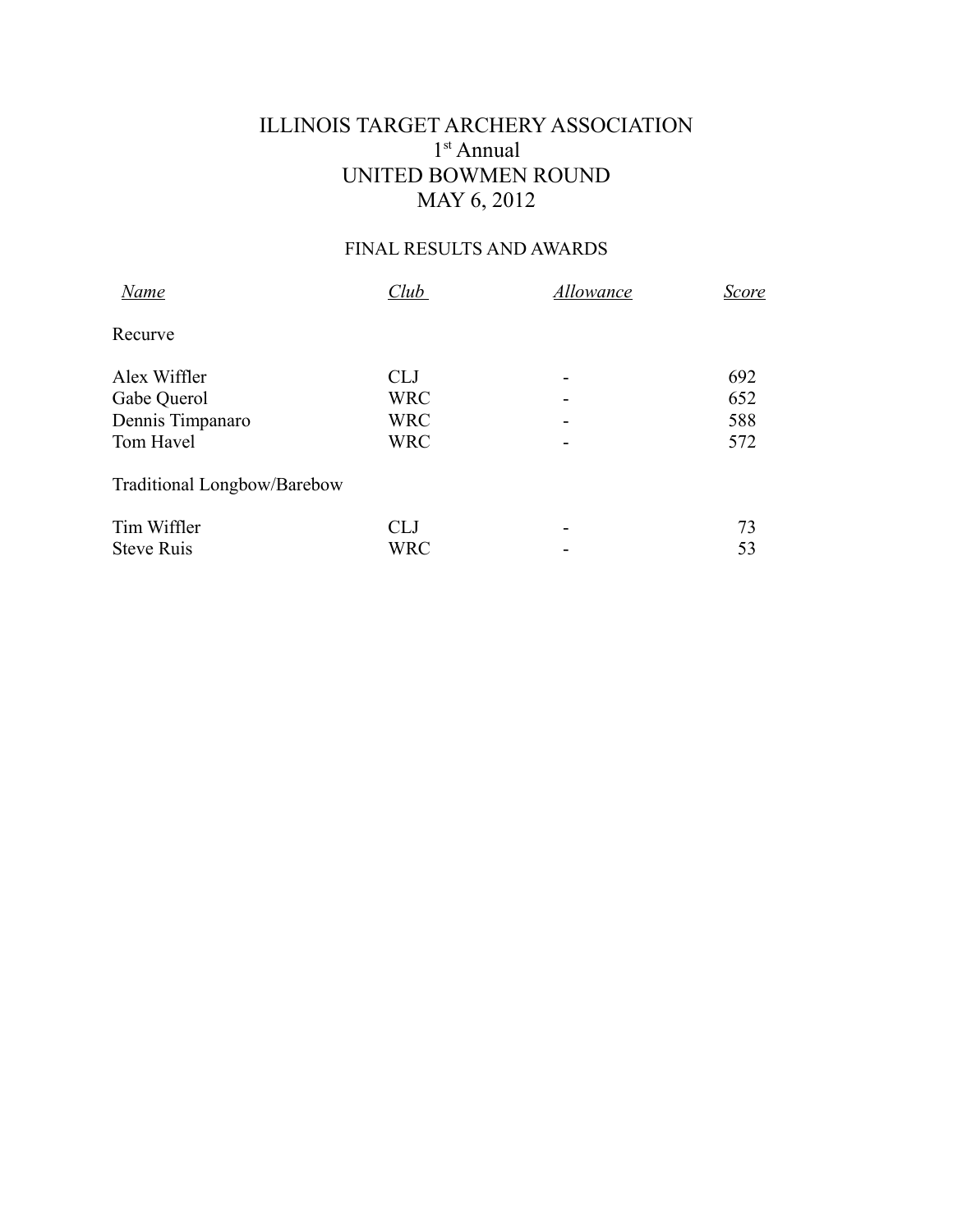# ILLINOIS TARGET ARCHERY ASSOCIATION

## 1st Annual

## UNITED BOWMEN ROUND

## MAY 6, 2012

### FINAL RESULTS AND AWARDS

| *Name* | *Club* | *Allowance* | *Score* |
|---|---|---|---|
| Recurve | | | |
| Alex Wiffler | CLJ | - | 692 |
| Gabe Querol | WRC | - | 652 |
| Dennis Timpanaro | WRC | - | 588 |
| Tom Havel | WRC | - | 572 |
| Traditional Longbow/Barebow | | | |
| Tim Wiffler | CLJ | - | 73 |
| Steve Ruis | WRC | - | 53 |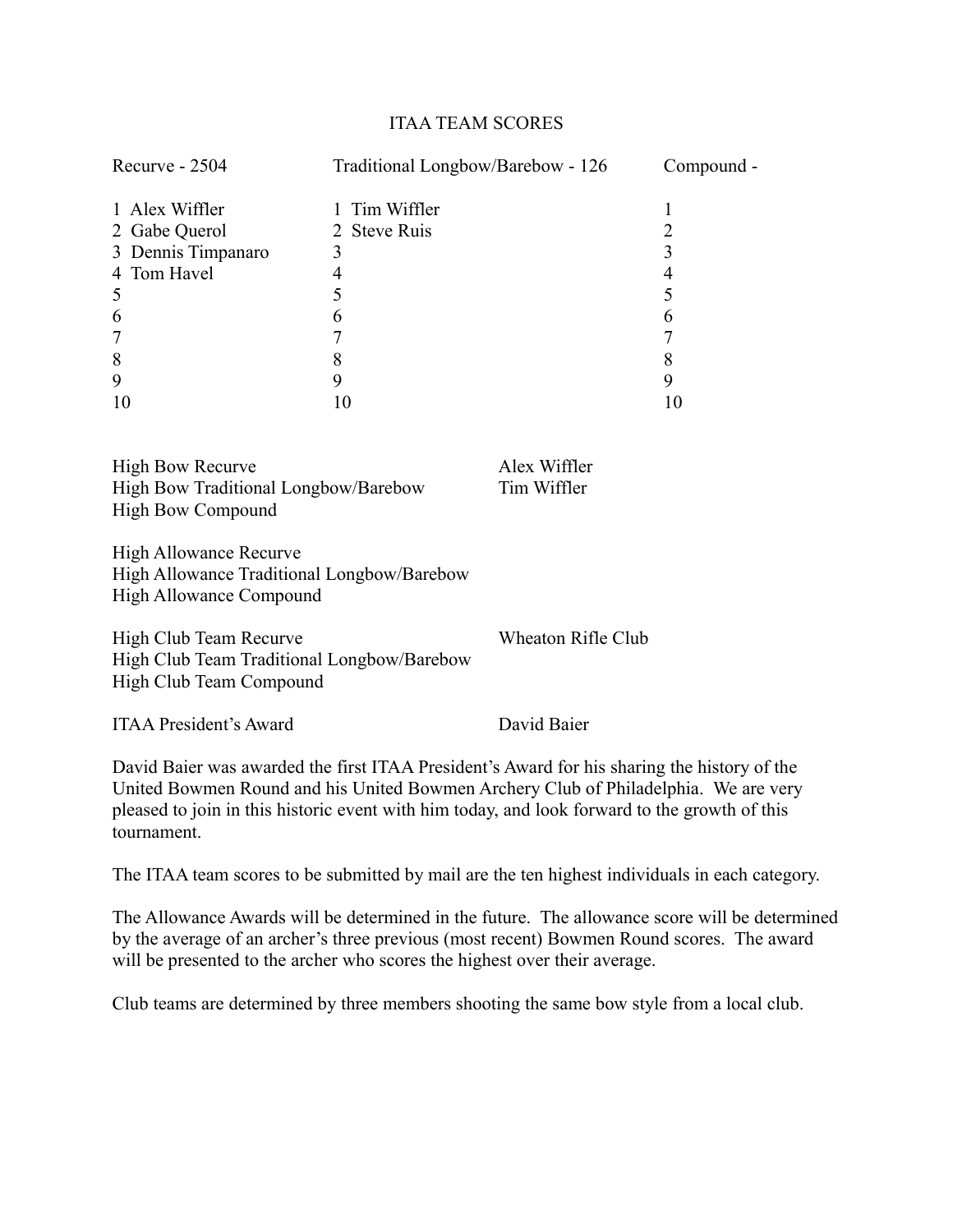# ITAA TEAM SCORES

| Recurve - 2504 | Traditional Longbow/Barebow - 126 | Compound - |
|---|---|---|
| 1 Alex Wiffler | 1 Tim Wiffler | 1 |
| 2 Gabe Querol | 2 Steve Ruis | 2 |
| 3 Dennis Timpanaro | 3 | 3 |
| 4 Tom Havel | 4 | 4 |
| 5 | 5 | 5 |
| 6 | 6 | 6 |
| 7 | 7 | 7 |
| 8 | 8 | 8 |
| 9 | 9 | 9 |
| 10 | 10 | 10 |

| | |
|---|---|
| High Bow Recurve | Alex Wiffler |
| High Bow Traditional Longbow/Barebow | Tim Wiffler |
| High Bow Compound | |
| High Allowance Recurve | |
| High Allowance Traditional Longbow/Barebow | |
| High Allowance Compound | |
| High Club Team Recurve | Wheaton Rifle Club |
| High Club Team Traditional Longbow/Barebow | |
| High Club Team Compound | |
| ITAA President's Award | David Baier |

David Baier was awarded the first ITAA President's Award for his sharing the history of the United Bowmen Round and his United Bowmen Archery Club of Philadelphia. We are very pleased to join in this historic event with him today, and look forward to the growth of this tournament.

The ITAA team scores to be submitted by mail are the ten highest individuals in each category.

The Allowance Awards will be determined in the future. The allowance score will be determined by the average of an archer's three previous (most recent) Bowmen Round scores. The award will be presented to the archer who scores the highest over their average.

Club teams are determined by three members shooting the same bow style from a local club.